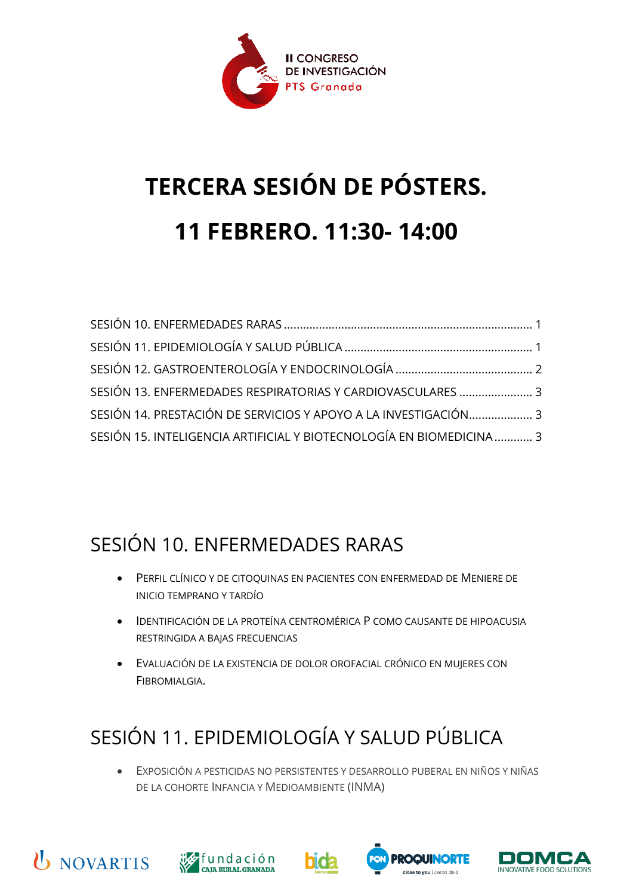II CONGRESO DE INVESTIGACIÓN PTS Granada

# TERCERA SESIÓN DE PÓSTERS.

# 11 FEBRERO. 11:30- 14:00

SESIÓN 10. ENFERMEDADES RARAS ........ 1
SESIÓN 11. EPIDEMIOLOGÍA Y SALUD PÚBLICA ........ 1
SESIÓN 12. GASTROENTEROLOGÍA Y ENDOCRINOLOGÍA ........ 2
SESIÓN 13. ENFERMEDADES RESPIRATORIAS Y CARDIOVASCULARES ........ 3
SESIÓN 14. PRESTACIÓN DE SERVICIOS Y APOYO A LA INVESTIGACIÓN........ 3
SESIÓN 15. INTELIGENCIA ARTIFICIAL Y BIOTECNOLOGÍA EN BIOMEDICINA........ 3

## SESIÓN 10. ENFERMEDADES RARAS

- Perfil clínico y de citoquinas en pacientes con enfermedad de Meniere de inicio temprano y tardío
- Identificación de la proteína centromérica P como causante de hipoacusia restringida a bajas frecuencias
- Evaluación de la existencia de dolor orofacial crónico en mujeres con Fibromialgia.

## SESIÓN 11. EPIDEMIOLOGÍA Y SALUD PÚBLICA

- Exposición a pesticidas no persistentes y desarrollo puberal en niños y niñas de la cohorte Infancia y Medioambiente (INMA)

NOVARTIS · fundación CAJA RURAL GRANADA · bida farma · PON PROQUINORTE close to you | cerca de ti · DOMCA INNOVATIVE FOOD SOLUTIONS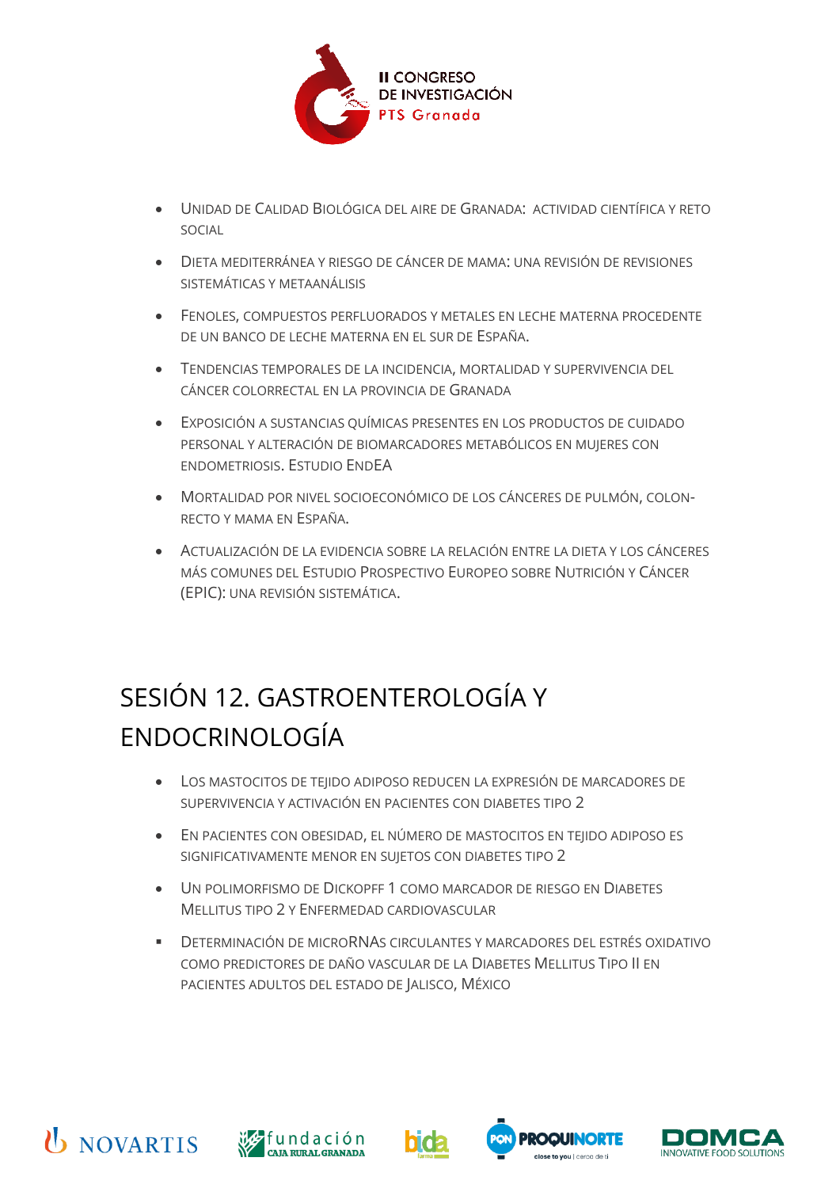- Unidad de Calidad Biológica del Aire de Granada: actividad científica y reto social
- Dieta mediterránea y riesgo de cáncer de mama: una revisión de revisiones sistemáticas y metaanálisis
- Fenoles, compuestos perfluorados y metales en leche materna procedente de un banco de leche materna en el sur de España.
- Tendencias temporales de la incidencia, mortalidad y supervivencia del cáncer colorrectal en la provincia de Granada
- Exposición a sustancias químicas presentes en los productos de cuidado personal y alteración de biomarcadores metabólicos en mujeres con endometriosis. Estudio EndEA
- Mortalidad por nivel socioeconómico de los cánceres de pulmón, colon-recto y mama en España.
- Actualización de la evidencia sobre la relación entre la dieta y los cánceres más comunes del Estudio Prospectivo Europeo sobre Nutrición y Cáncer (EPIC): una revisión sistemática.

# SESIÓN 12. GASTROENTEROLOGÍA Y ENDOCRINOLOGÍA

- Los mastocitos de tejido adiposo reducen la expresión de marcadores de supervivencia y activación en pacientes con diabetes tipo 2
- En pacientes con obesidad, el número de mastocitos en tejido adiposo es significativamente menor en sujetos con diabetes tipo 2
- Un polimorfismo de Dickopff 1 como marcador de riesgo en Diabetes Mellitus tipo 2 y Enfermedad Cardiovascular
- Determinación de microRNAs circulantes y marcadores del estrés oxidativo como predictores de daño vascular de la Diabetes Mellitus Tipo II en pacientes adultos del estado de Jalisco, México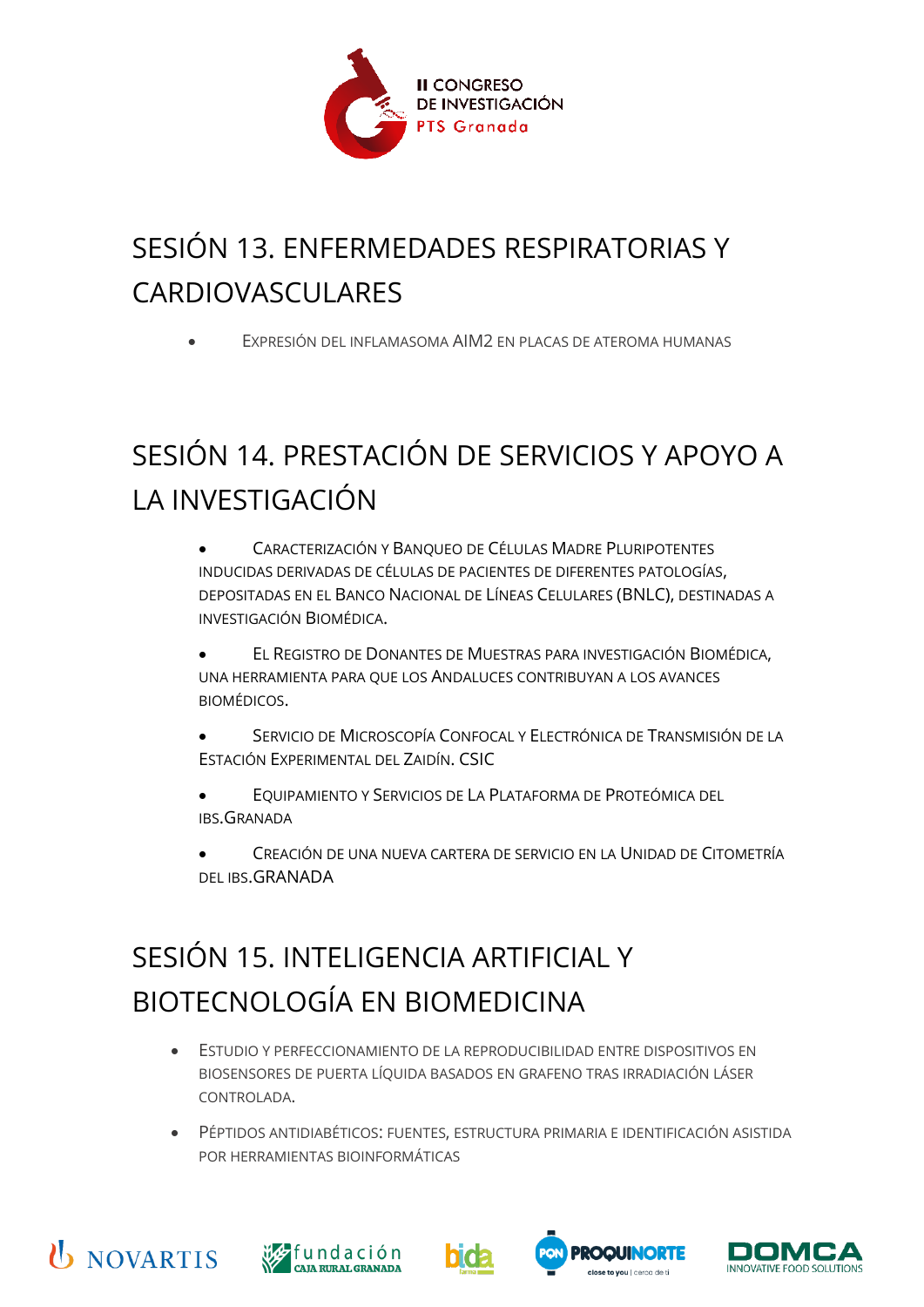## SESIÓN 13. ENFERMEDADES RESPIRATORIAS Y CARDIOVASCULARES

- EXPRESIÓN DEL INFLAMASOMA AIM2 EN PLACAS DE ATEROMA HUMANAS

## SESIÓN 14. PRESTACIÓN DE SERVICIOS Y APOYO A LA INVESTIGACIÓN

- CARACTERIZACIÓN Y BANQUEO DE CÉLULAS MADRE PLURIPOTENTES INDUCIDAS DERIVADAS DE CÉLULAS DE PACIENTES DE DIFERENTES PATOLOGÍAS, DEPOSITADAS EN EL BANCO NACIONAL DE LÍNEAS CELULARES (BNLC), DESTINADAS A INVESTIGACIÓN BIOMÉDICA.

- EL REGISTRO DE DONANTES DE MUESTRAS PARA INVESTIGACIÓN BIOMÉDICA, UNA HERRAMIENTA PARA QUE LOS ANDALUCES CONTRIBUYAN A LOS AVANCES BIOMÉDICOS.

- SERVICIO DE MICROSCOPÍA CONFOCAL Y ELECTRÓNICA DE TRANSMISIÓN DE LA ESTACIÓN EXPERIMENTAL DEL ZAIDÍN. CSIC

- EQUIPAMIENTO Y SERVICIOS DE LA PLATAFORMA DE PROTEÓMICA DEL IBS.GRANADA

- CREACIÓN DE UNA NUEVA CARTERA DE SERVICIO EN LA UNIDAD DE CITOMETRÍA DEL IBS.GRANADA

## SESIÓN 15. INTELIGENCIA ARTIFICIAL Y BIOTECNOLOGÍA EN BIOMEDICINA

- ESTUDIO Y PERFECCIONAMIENTO DE LA REPRODUCIBILIDAD ENTRE DISPOSITIVOS EN BIOSENSORES DE PUERTA LÍQUIDA BASADOS EN GRAFENO TRAS IRRADIACIÓN LÁSER CONTROLADA.

- PÉPTIDOS ANTIDIABÉTICOS: FUENTES, ESTRUCTURA PRIMARIA E IDENTIFICACIÓN ASISTIDA POR HERRAMIENTAS BIOINFORMÁTICAS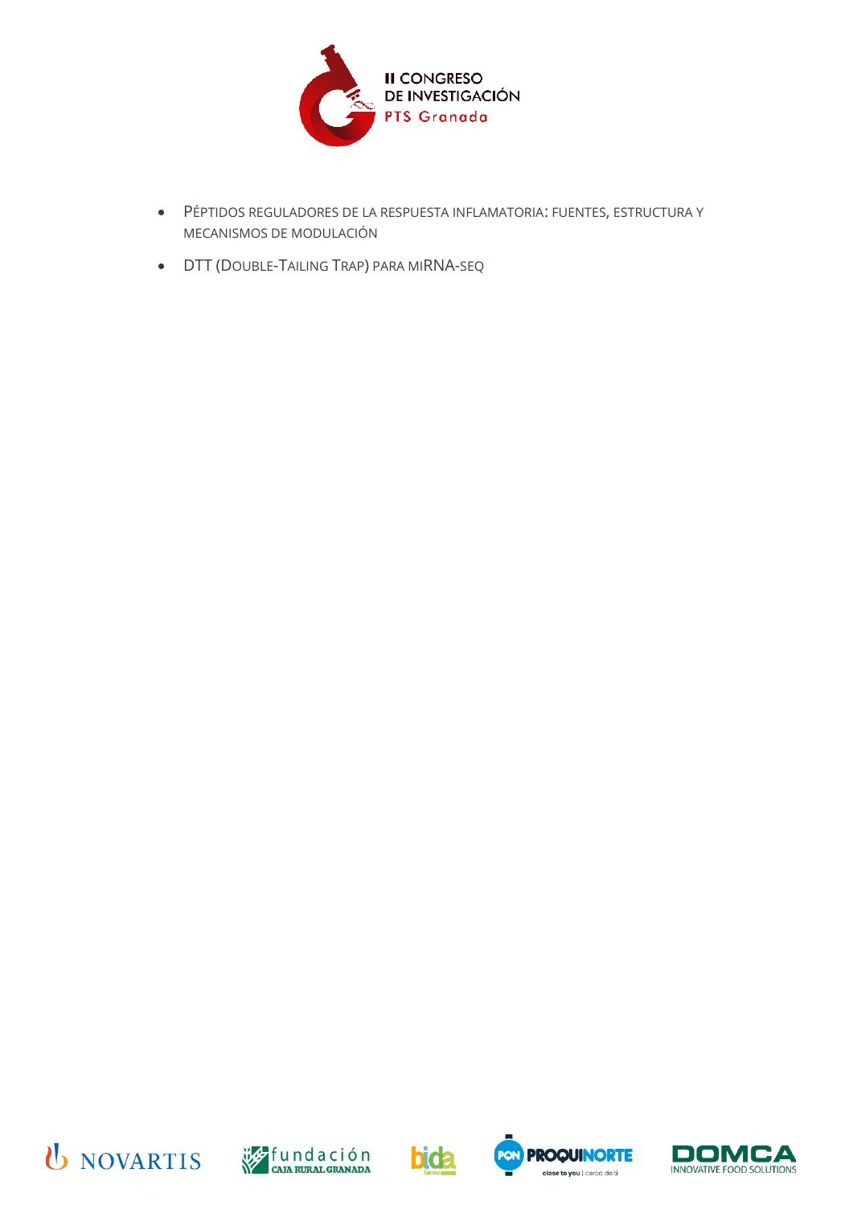- Péptidos reguladores de la respuesta inflamatoria: fuentes, estructura y mecanismos de modulación
- DTT (Double-Tailing Trap) para miRNA-seq